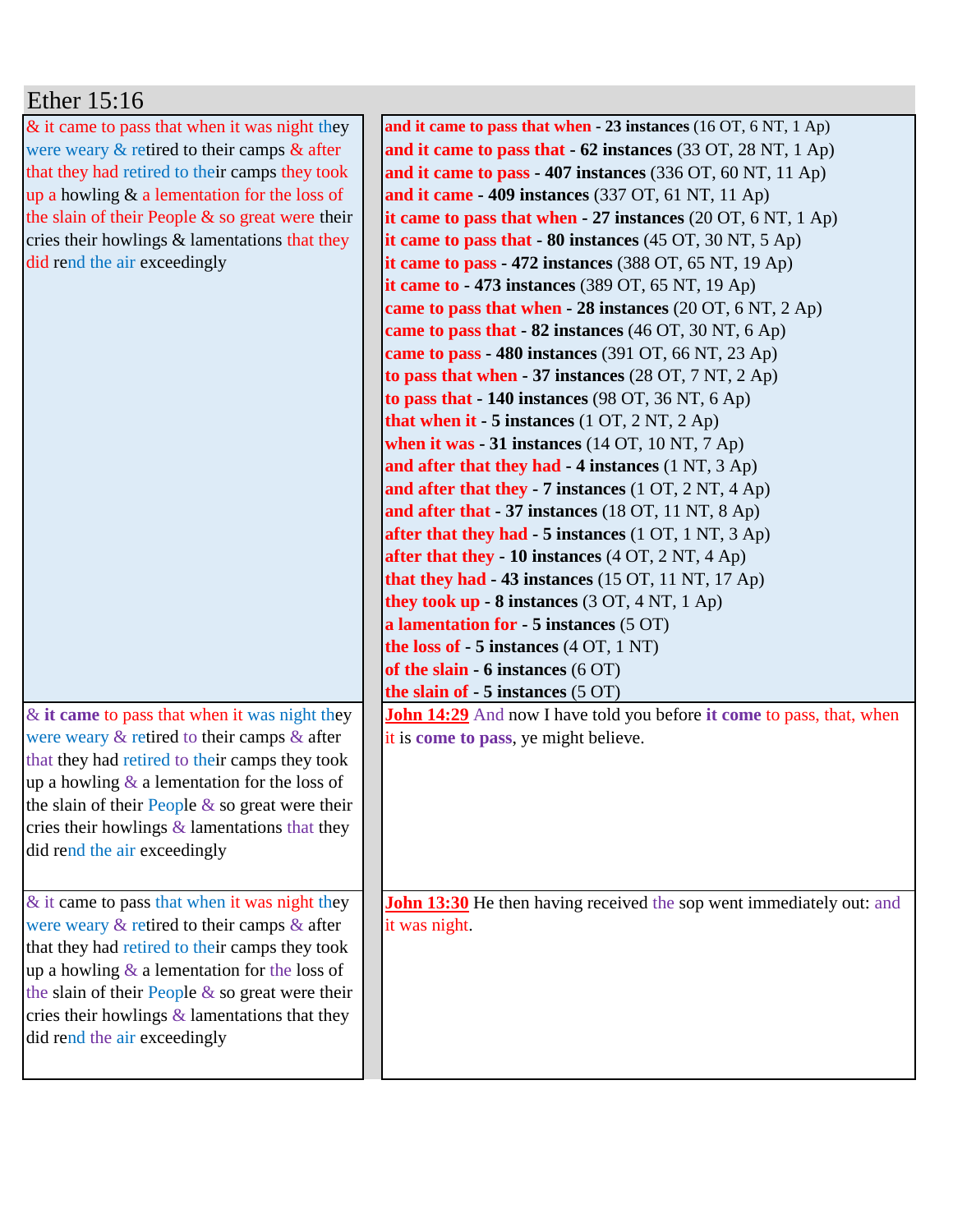# Ether 15:16

| | |
|---|---|
| & it came to pass that when it was night they were weary & retired to their camps & after that they had retired to their camps they took up a howling & a lamentation for the loss of the slain of their People & so great were their cries their howlings & lamentations that they did rend the air exceedingly | **and it came to pass that when - 23 instances** (16 OT, 6 NT, 1 Ap)<br>**and it came to pass that - 62 instances** (33 OT, 28 NT, 1 Ap)<br>**and it came to pass - 407 instances** (336 OT, 60 NT, 11 Ap)<br>**and it came - 409 instances** (337 OT, 61 NT, 11 Ap)<br>**it came to pass that when - 27 instances** (20 OT, 6 NT, 1 Ap)<br>**it came to pass that - 80 instances** (45 OT, 30 NT, 5 Ap)<br>**it came to pass - 472 instances** (388 OT, 65 NT, 19 Ap)<br>**it came to - 473 instances** (389 OT, 65 NT, 19 Ap)<br>**came to pass that when - 28 instances** (20 OT, 6 NT, 2 Ap)<br>**came to pass that - 82 instances** (46 OT, 30 NT, 6 Ap)<br>**came to pass - 480 instances** (391 OT, 66 NT, 23 Ap)<br>**to pass that when - 37 instances** (28 OT, 7 NT, 2 Ap)<br>**to pass that - 140 instances** (98 OT, 36 NT, 6 Ap)<br>**that when it - 5 instances** (1 OT, 2 NT, 2 Ap)<br>**when it was - 31 instances** (14 OT, 10 NT, 7 Ap)<br>**and after that they had - 4 instances** (1 NT, 3 Ap)<br>**and after that they - 7 instances** (1 OT, 2 NT, 4 Ap)<br>**and after that - 37 instances** (18 OT, 11 NT, 8 Ap)<br>**after that they had - 5 instances** (1 OT, 1 NT, 3 Ap)<br>**after that they - 10 instances** (4 OT, 2 NT, 4 Ap)<br>**that they had - 43 instances** (15 OT, 11 NT, 17 Ap)<br>**they took up - 8 instances** (3 OT, 4 NT, 1 Ap)<br>**a lamentation for - 5 instances** (5 OT)<br>**the loss of - 5 instances** (4 OT, 1 NT)<br>**of the slain - 6 instances** (6 OT)<br>**the slain of - 5 instances** (5 OT) |
| & it came to pass that when it was night they were weary & retired to their camps & after that they had retired to their camps they took up a howling & a lamentation for the loss of the slain of their People & so great were their cries their howlings & lamentations that they did rend the air exceedingly | **John 14:29** And now I have told you before **it come** to pass, that, when it is **come to pass**, ye might believe. |
| & it came to pass that when it was night they were weary & retired to their camps & after that they had retired to their camps they took up a howling & a lamentation for the loss of the slain of their People & so great were their cries their howlings & lamentations that they did rend the air exceedingly | **John 13:30** He then having received the sop went immediately out: and it was night. |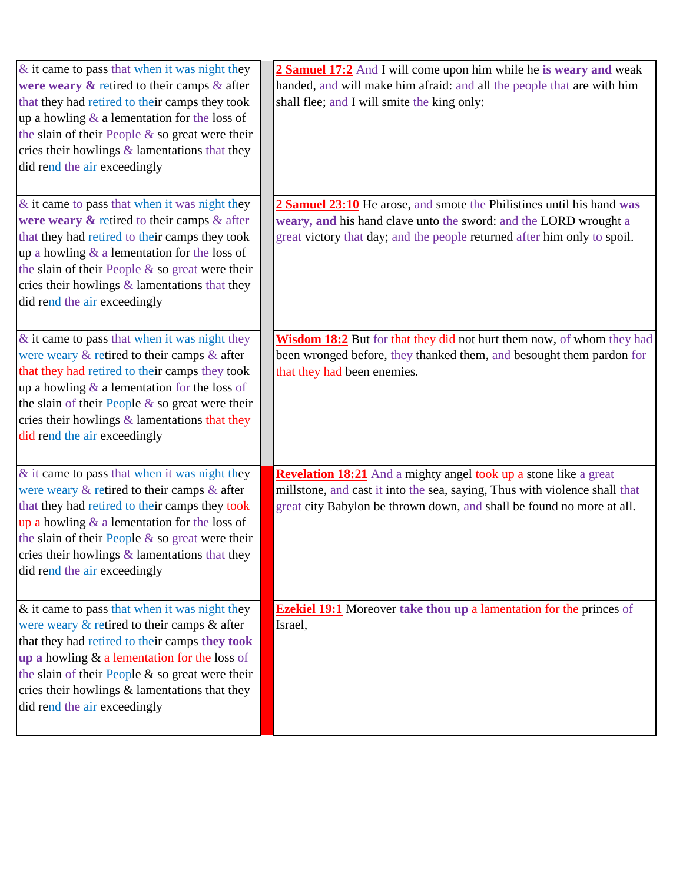| | |
|---|---|
| & it came to pass that when it was night they **were weary &** retired to their camps & after that they had retired to their camps they took up a howling & a lentation for the loss of the slain of their People & so great were their cries their howlings & lamentations that they did rend the air exceedingly | **2 Samuel 17:2** And I will come upon him while he **is weary and** weak handed, and will make him afraid: and all the people that are with him shall flee; and I will smite the king only: |
| & it came to pass that when it was night they **were weary &** retired to their camps & after that they had retired to their camps they took up a howling & a lamentation for the loss of the slain of their People & so great were their cries their howlings & lamentations that they did rend the air exceedingly | **2 Samuel 23:10** He arose, and smote the Philistines until his hand **was weary, and** his hand clave unto the sword: and the LORD wrought a great victory that day; and the people returned after him only to spoil. |
| & it came to pass that when it was night they were weary & retired to their camps & after that they had retired to their camps they took up a howling & a lamentation for the loss of the slain of their People & so great were their cries their howlings & lamentations that they did rend the air exceedingly | **Wisdom 18:2** But for that they did not hurt them now, of whom they had been wronged before, they thanked them, and besought them pardon for that they had been enemies. |
| & it came to pass that when it was night they were weary & retired to their camps & after that they had retired to their camps they took up a howling & a lamentation for the loss of the slain of their People & so great were their cries their howlings & lamentations that they did rend the air exceedingly | **Revelation 18:21** And a mighty angel took up a stone like a great millstone, and cast it into the sea, saying, Thus with violence shall that great city Babylon be thrown down, and shall be found no more at all. |
| & it came to pass that when it was night they were weary & retired to their camps & after that they had retired to their camps **they took up a** howling & a lamentation for the loss of the slain of their People & so great were their cries their howlings & lamentations that they did rend the air exceedingly | **Ezekiel 19:1** Moreover **take thou up** a lamentation for the princes of Israel, |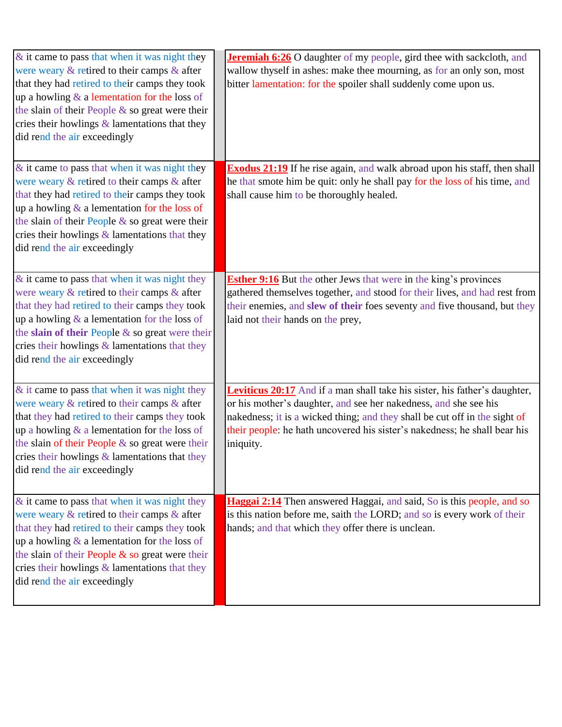| | |
|---|---|
| & it came to pass that when it was night they were weary & retired to their camps & after that they had retired to their camps they took up a howling & a lementation for the loss of the slain of their People & so great were their cries their howlings & lamentations that they did rend the air exceedingly | **Jeremiah 6:26** O daughter of my people, gird thee with sackcloth, and wallow thyself in ashes: make thee mourning, as for an only son, most bitter lamentation: for the spoiler shall suddenly come upon us. |
| & it came to pass that when it was night they were weary & retired to their camps & after that they had retired to their camps they took up a howling & a lementation for the loss of the slain of their People & so great were their cries their howlings & lamentations that they did rend the air exceedingly | **Exodus 21:19** If he rise again, and walk abroad upon his staff, then shall he that smote him be quit: only he shall pay for the loss of his time, and shall cause him to be thoroughly healed. |
| & it came to pass that when it was night they were weary & retired to their camps & after that they had retired to their camps they took up a howling & a lementation for the loss of the **slain of their** People & so great were their cries their howlings & lamentations that they did rend the air exceedingly | **Esther 9:16** But the other Jews that were in the king's provinces gathered themselves together, and stood for their lives, and had rest from their enemies, and **slew of their** foes seventy and five thousand, but they laid not their hands on the prey, |
| & it came to pass that when it was night they were weary & retired to their camps & after that they had retired to their camps they took up a howling & a lementation for the loss of the slain of their People & so great were their cries their howlings & lamentations that they did rend the air exceedingly | **Leviticus 20:17** And if a man shall take his sister, his father's daughter, or his mother's daughter, and see her nakedness, and she see his nakedness; it is a wicked thing; and they shall be cut off in the sight of their people: he hath uncovered his sister's nakedness; he shall bear his iniquity. |
| & it came to pass that when it was night they were weary & retired to their camps & after that they had retired to their camps they took up a howling & a lementation for the loss of the slain of their People & so great were their cries their howlings & lamentations that they did rend the air exceedingly | **Haggai 2:14** Then answered Haggai, and said, So is this people, and so is this nation before me, saith the LORD; and so is every work of their hands; and that which they offer there is unclean. |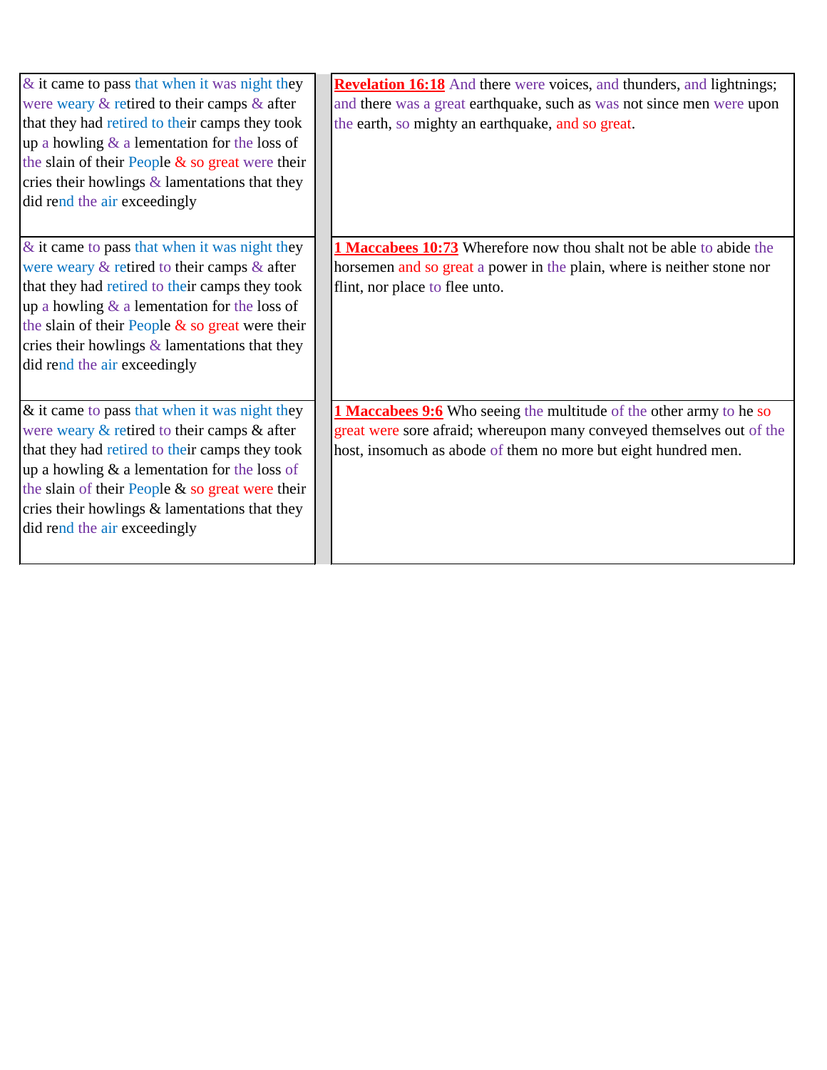| | |
|---|---|
| & it came to pass that when it was night they were weary & retired to their camps & after that they had retired to their camps they took up a howling & a lamentation for the loss of the slain of their People & so great were their cries their howlings & lamentations that they did rend the air exceedingly | **Revelation 16:18** And there were voices, and thunders, and lightnings; and there was a great earthquake, such as was not since men were upon the earth, so mighty an earthquake, and so great. |
| & it came to pass that when it was night they were weary & retired to their camps & after that they had retired to their camps they took up a howling & a lamentation for the loss of the slain of their People & so great were their cries their howlings & lamentations that they did rend the air exceedingly | **1 Maccabees 10:73** Wherefore now thou shalt not be able to abide the horsemen and so great a power in the plain, where is neither stone nor flint, nor place to flee unto. |
| & it came to pass that when it was night they were weary & retired to their camps & after that they had retired to their camps they took up a howling & a lamentation for the loss of the slain of their People & so great were their cries their howlings & lamentations that they did rend the air exceedingly | **1 Maccabees 9:6** Who seeing the multitude of the other army to he so great were sore afraid; whereupon many conveyed themselves out of the host, insomuch as abode of them no more but eight hundred men. |